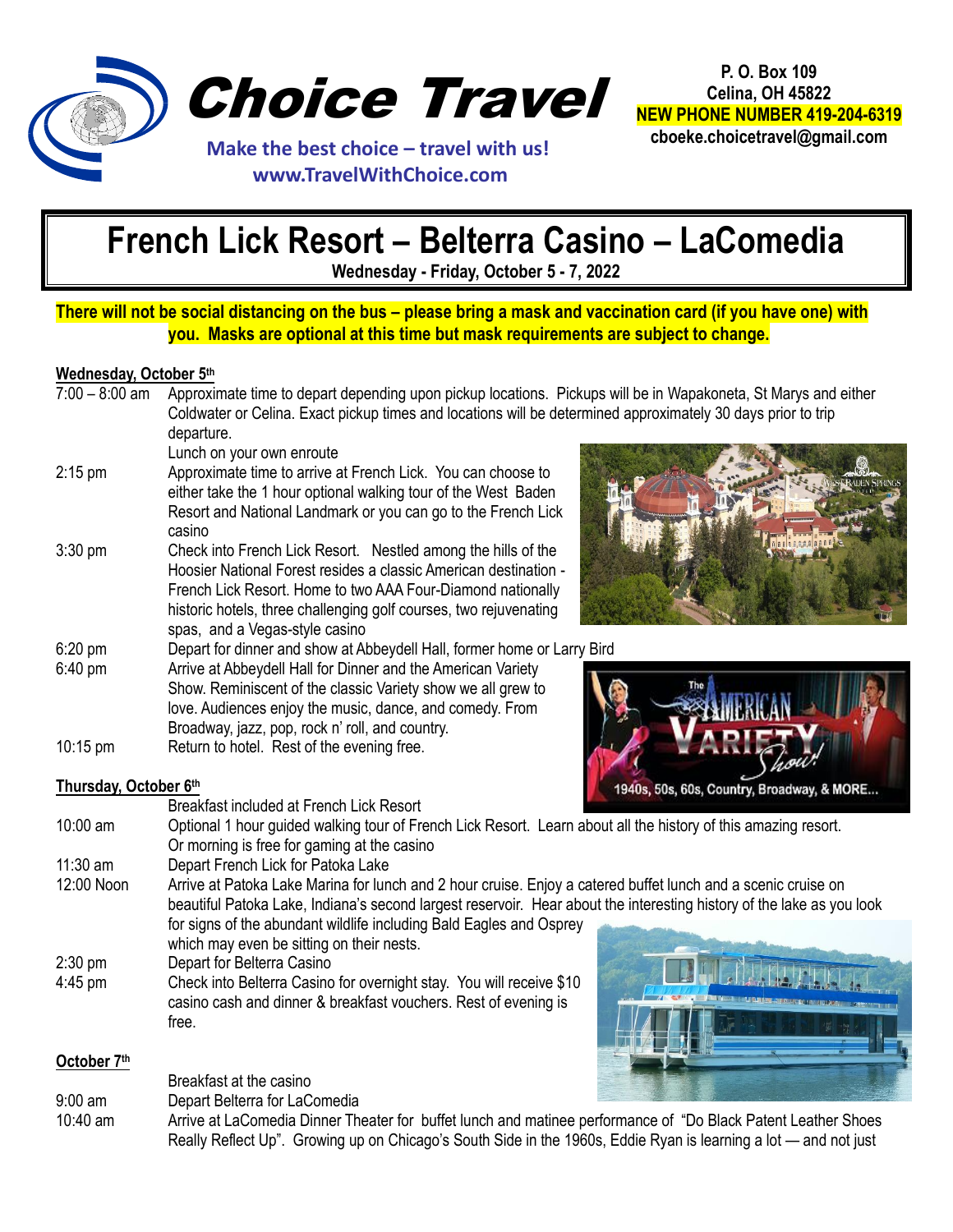# Choice Travel

**Make the best choice – travel with us!**
**www.TravelWithChoice.com**

**P. O. Box 109**
**Celina, OH 45822**
**NEW PHONE NUMBER 419-204-6319**
**cboeke.choicetravel@gmail.com**

# French Lick Resort – Belterra Casino – LaComedia

**Wednesday - Friday, October 5 - 7, 2022**

**There will not be social distancing on the bus – please bring a mask and vaccination card (if you have one) with you. Masks are optional at this time but mask requirements are subject to change.**

**Wednesday, October 5th**

| | |
|---|---|
| 7:00 – 8:00 am | Approximate time to depart depending upon pickup locations. Pickups will be in Wapakoneta, St Marys and either Coldwater or Celina. Exact pickup times and locations will be determined approximately 30 days prior to trip departure. |
| | Lunch on your own enroute |
| 2:15 pm | Approximate time to arrive at French Lick. You can choose to either take the 1 hour optional walking tour of the West Baden Resort and National Landmark or you can go to the French Lick casino |
| 3:30 pm | Check into French Lick Resort. Nestled among the hills of the Hoosier National Forest resides a classic American destination - French Lick Resort. Home to two AAA Four-Diamond nationally historic hotels, three challenging golf courses, two rejuvenating spas, and a Vegas-style casino |
| 6:20 pm | Depart for dinner and show at Abbeydell Hall, former home or Larry Bird |
| 6:40 pm | Arrive at Abbeydell Hall for Dinner and the American Variety Show. Reminiscent of the classic Variety show we all grew to love. Audiences enjoy the music, dance, and comedy. From Broadway, jazz, pop, rock n' roll, and country. |
| 10:15 pm | Return to hotel. Rest of the evening free. |

**Thursday, October 6th**

| | |
|---|---|
| | Breakfast included at French Lick Resort |
| 10:00 am | Optional 1 hour guided walking tour of French Lick Resort. Learn about all the history of this amazing resort. Or morning is free for gaming at the casino |
| 11:30 am | Depart French Lick for Patoka Lake |
| 12:00 Noon | Arrive at Patoka Lake Marina for lunch and 2 hour cruise. Enjoy a catered buffet lunch and a scenic cruise on beautiful Patoka Lake, Indiana's second largest reservoir. Hear about the interesting history of the lake as you look for signs of the abundant wildlife including Bald Eagles and Osprey which may even be sitting on their nests. |
| 2:30 pm | Depart for Belterra Casino |
| 4:45 pm | Check into Belterra Casino for overnight stay. You will receive $10 casino cash and dinner & breakfast vouchers. Rest of evening is free. |

**October 7th**

| | |
|---|---|
| | Breakfast at the casino |
| 9:00 am | Depart Belterra for LaComedia |
| 10:40 am | Arrive at LaComedia Dinner Theater for buffet lunch and matinee performance of "Do Black Patent Leather Shoes Really Reflect Up". Growing up on Chicago's South Side in the 1960s, Eddie Ryan is learning a lot — and not just |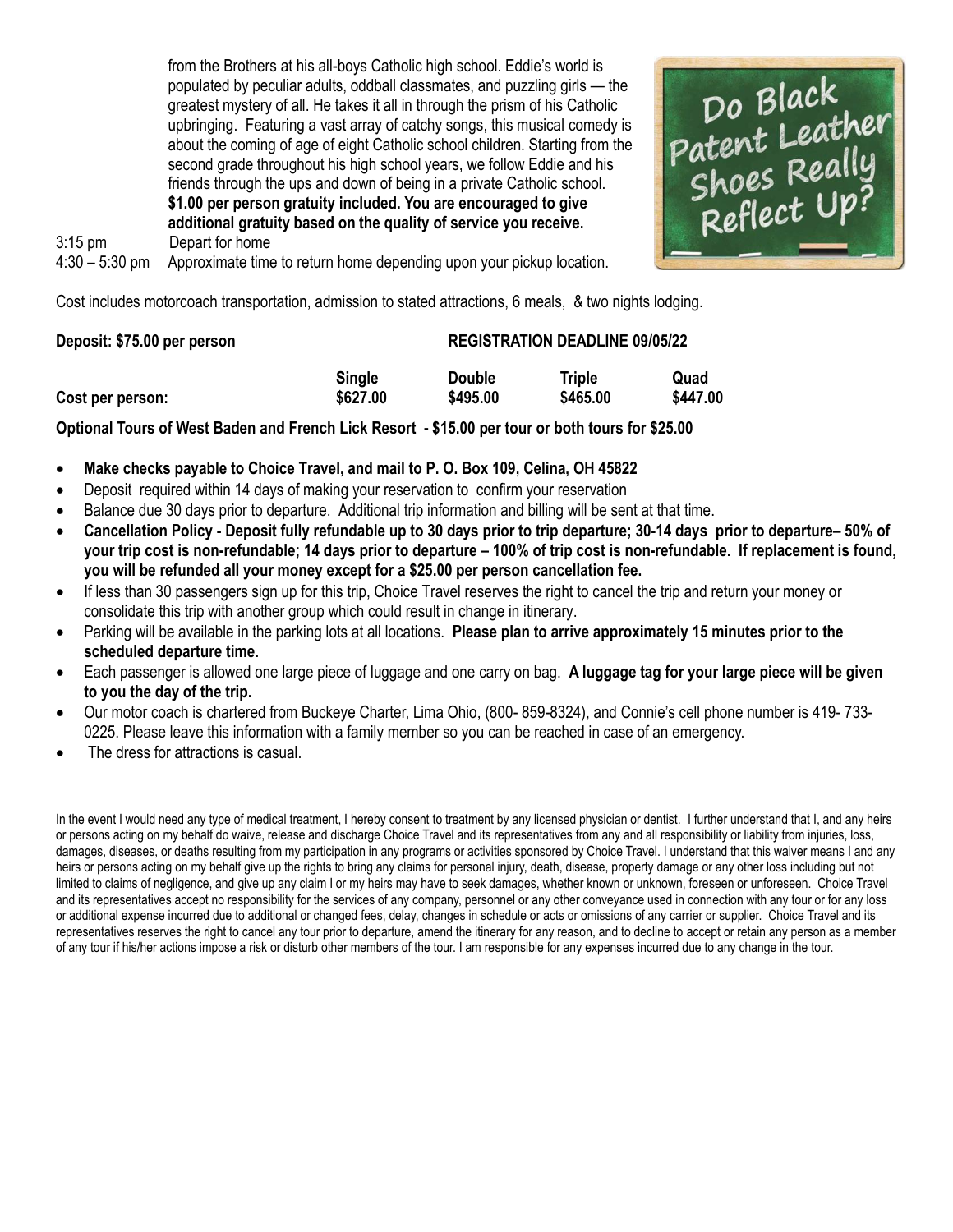from the Brothers at his all-boys Catholic high school. Eddie's world is populated by peculiar adults, oddball classmates, and puzzling girls — the greatest mystery of all. He takes it all in through the prism of his Catholic upbringing. Featuring a vast array of catchy songs, this musical comedy is about the coming of age of eight Catholic school children. Starting from the second grade throughout his high school years, we follow Eddie and his friends through the ups and down of being in a private Catholic school. **$1.00 per person gratuity included. You are encouraged to give additional gratuity based on the quality of service you receive.**

3:15 pm Depart for home

4:30 – 5:30 pm Approximate time to return home depending upon your pickup location.

Cost includes motorcoach transportation, admission to stated attractions, 6 meals, & two nights lodging.

**Deposit: $75.00 per person** **REGISTRATION DEADLINE 09/05/22**

| | Single | Double | Triple | Quad |
|---|---|---|---|---|
| **Cost per person:** | **$627.00** | **$495.00** | **$465.00** | **$447.00** |

**Optional Tours of West Baden and French Lick Resort - $15.00 per tour or both tours for $25.00**

- **Make checks payable to Choice Travel, and mail to P. O. Box 109, Celina, OH 45822**
- Deposit required within 14 days of making your reservation to confirm your reservation
- Balance due 30 days prior to departure. Additional trip information and billing will be sent at that time.
- **Cancellation Policy - Deposit fully refundable up to 30 days prior to trip departure; 30-14 days prior to departure– 50% of your trip cost is non-refundable; 14 days prior to departure – 100% of trip cost is non-refundable. If replacement is found, you will be refunded all your money except for a $25.00 per person cancellation fee.**
- If less than 30 passengers sign up for this trip, Choice Travel reserves the right to cancel the trip and return your money or consolidate this trip with another group which could result in change in itinerary.
- Parking will be available in the parking lots at all locations. **Please plan to arrive approximately 15 minutes prior to the scheduled departure time.**
- Each passenger is allowed one large piece of luggage and one carry on bag. **A luggage tag for your large piece will be given to you the day of the trip.**
- Our motor coach is chartered from Buckeye Charter, Lima Ohio, (800- 859-8324), and Connie's cell phone number is 419- 733-0225. Please leave this information with a family member so you can be reached in case of an emergency.
- The dress for attractions is casual.

In the event I would need any type of medical treatment, I hereby consent to treatment by any licensed physician or dentist. I further understand that I, and any heirs or persons acting on my behalf do waive, release and discharge Choice Travel and its representatives from any and all responsibility or liability from injuries, loss, damages, diseases, or deaths resulting from my participation in any programs or activities sponsored by Choice Travel. I understand that this waiver means I and any heirs or persons acting on my behalf give up the rights to bring any claims for personal injury, death, disease, property damage or any other loss including but not limited to claims of negligence, and give up any claim I or my heirs may have to seek damages, whether known or unknown, foreseen or unforeseen. Choice Travel and its representatives accept no responsibility for the services of any company, personnel or any other conveyance used in connection with any tour or for any loss or additional expense incurred due to additional or changed fees, delay, changes in schedule or acts or omissions of any carrier or supplier. Choice Travel and its representatives reserves the right to cancel any tour prior to departure, amend the itinerary for any reason, and to decline to accept or retain any person as a member of any tour if his/her actions impose a risk or disturb other members of the tour. I am responsible for any expenses incurred due to any change in the tour.